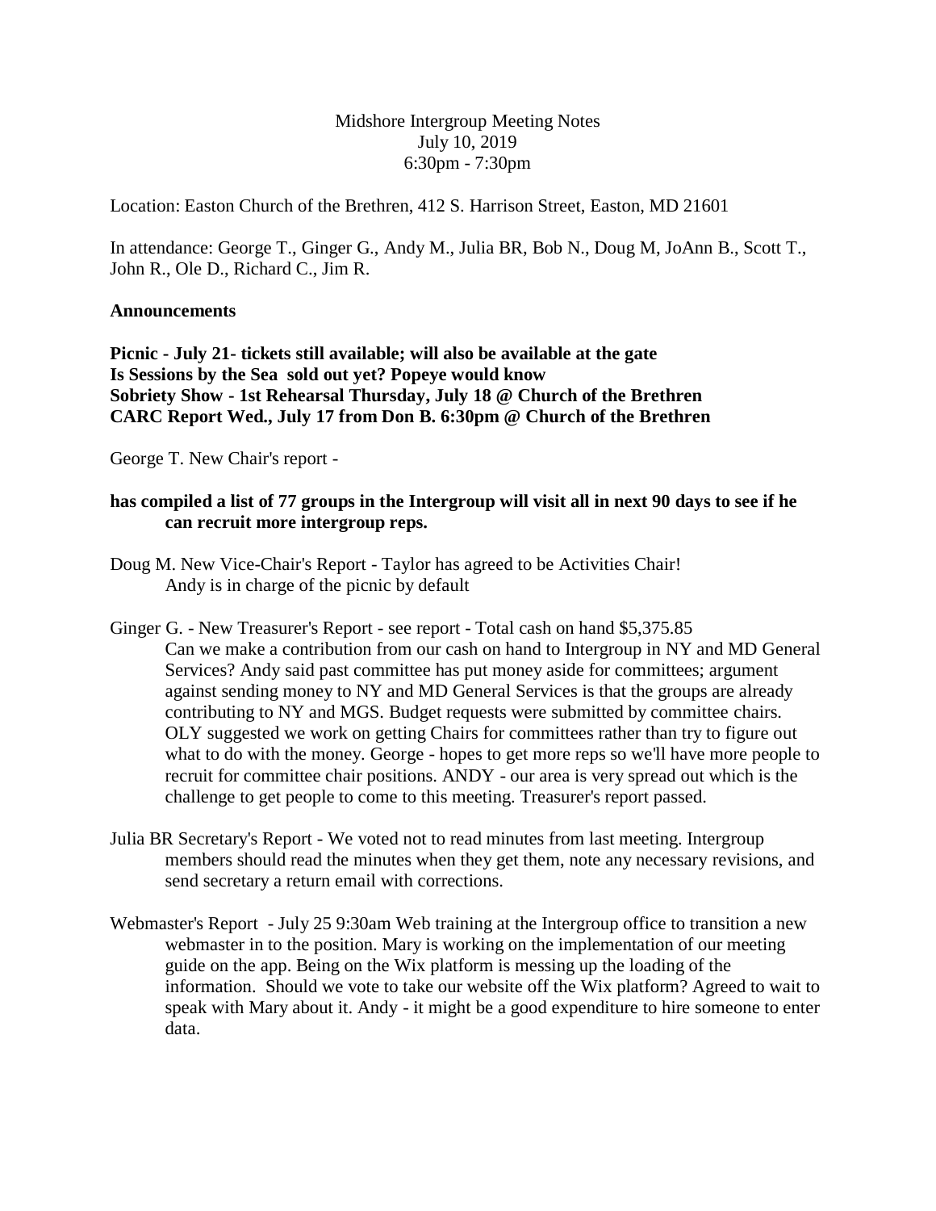Midshore Intergroup Meeting Notes
July 10, 2019
6:30pm - 7:30pm

Location: Easton Church of the Brethren, 412 S. Harrison Street, Easton, MD 21601

In attendance: George T., Ginger G., Andy M., Julia BR, Bob N., Doug M, JoAnn B., Scott T., John R., Ole D., Richard C., Jim R.

**Announcements**

**Picnic - July 21- tickets still available; will also be available at the gate**
**Is Sessions by the Sea sold out yet? Popeye would know**
**Sobriety Show - 1st Rehearsal Thursday, July 18 @ Church of the Brethren**
**CARC Report Wed., July 17 from Don B. 6:30pm @ Church of the Brethren**

George T. New Chair's report -

**has compiled a list of 77 groups in the Intergroup will visit all in next 90 days to see if he can recruit more intergroup reps.**

Doug M. New Vice-Chair's Report - Taylor has agreed to be Activities Chair!
Andy is in charge of the picnic by default

Ginger G. - New Treasurer's Report - see report - Total cash on hand $5,375.85
Can we make a contribution from our cash on hand to Intergroup in NY and MD General Services? Andy said past committee has put money aside for committees; argument against sending money to NY and MD General Services is that the groups are already contributing to NY and MGS. Budget requests were submitted by committee chairs. OLY suggested we work on getting Chairs for committees rather than try to figure out what to do with the money. George - hopes to get more reps so we'll have more people to recruit for committee chair positions. ANDY - our area is very spread out which is the challenge to get people to come to this meeting. Treasurer's report passed.

Julia BR Secretary's Report - We voted not to read minutes from last meeting. Intergroup members should read the minutes when they get them, note any necessary revisions, and send secretary a return email with corrections.

Webmaster's Report - July 25 9:30am Web training at the Intergroup office to transition a new webmaster in to the position. Mary is working on the implementation of our meeting guide on the app. Being on the Wix platform is messing up the loading of the information. Should we vote to take our website off the Wix platform? Agreed to wait to speak with Mary about it. Andy - it might be a good expenditure to hire someone to enter data.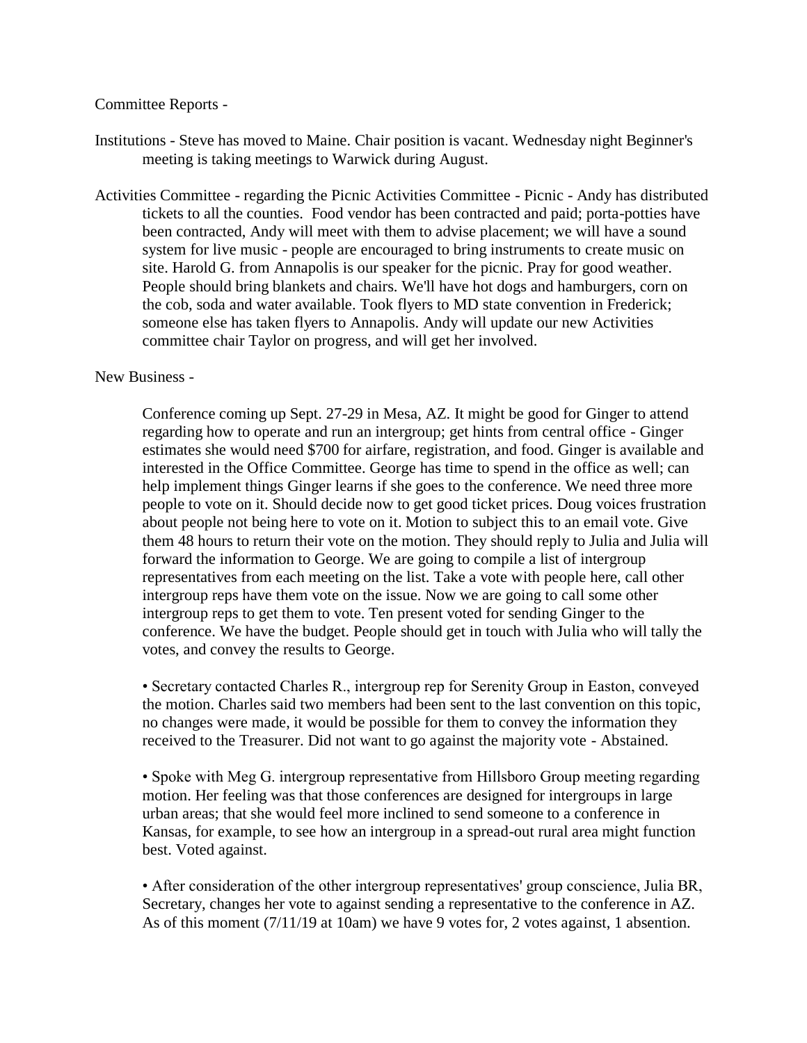Committee Reports -

Institutions - Steve has moved to Maine. Chair position is vacant. Wednesday night Beginner's meeting is taking meetings to Warwick during August.

Activities Committee - regarding the Picnic Activities Committee - Picnic - Andy has distributed tickets to all the counties. Food vendor has been contracted and paid; porta-potties have been contracted, Andy will meet with them to advise placement; we will have a sound system for live music - people are encouraged to bring instruments to create music on site. Harold G. from Annapolis is our speaker for the picnic. Pray for good weather. People should bring blankets and chairs. We'll have hot dogs and hamburgers, corn on the cob, soda and water available. Took flyers to MD state convention in Frederick; someone else has taken flyers to Annapolis. Andy will update our new Activities committee chair Taylor on progress, and will get her involved.

New Business -

Conference coming up Sept. 27-29 in Mesa, AZ. It might be good for Ginger to attend regarding how to operate and run an intergroup; get hints from central office - Ginger estimates she would need $700 for airfare, registration, and food. Ginger is available and interested in the Office Committee. George has time to spend in the office as well; can help implement things Ginger learns if she goes to the conference. We need three more people to vote on it. Should decide now to get good ticket prices. Doug voices frustration about people not being here to vote on it. Motion to subject this to an email vote. Give them 48 hours to return their vote on the motion. They should reply to Julia and Julia will forward the information to George. We are going to compile a list of intergroup representatives from each meeting on the list. Take a vote with people here, call other intergroup reps have them vote on the issue. Now we are going to call some other intergroup reps to get them to vote. Ten present voted for sending Ginger to the conference. We have the budget. People should get in touch with Julia who will tally the votes, and convey the results to George.

- Secretary contacted Charles R., intergroup rep for Serenity Group in Easton, conveyed the motion. Charles said two members had been sent to the last convention on this topic, no changes were made, it would be possible for them to convey the information they received to the Treasurer. Did not want to go against the majority vote - Abstained.

- Spoke with Meg G. intergroup representative from Hillsboro Group meeting regarding motion. Her feeling was that those conferences are designed for intergroups in large urban areas; that she would feel more inclined to send someone to a conference in Kansas, for example, to see how an intergroup in a spread-out rural area might function best. Voted against.

- After consideration of the other intergroup representatives' group conscience, Julia BR, Secretary, changes her vote to against sending a representative to the conference in AZ. As of this moment (7/11/19 at 10am) we have 9 votes for, 2 votes against, 1 absention.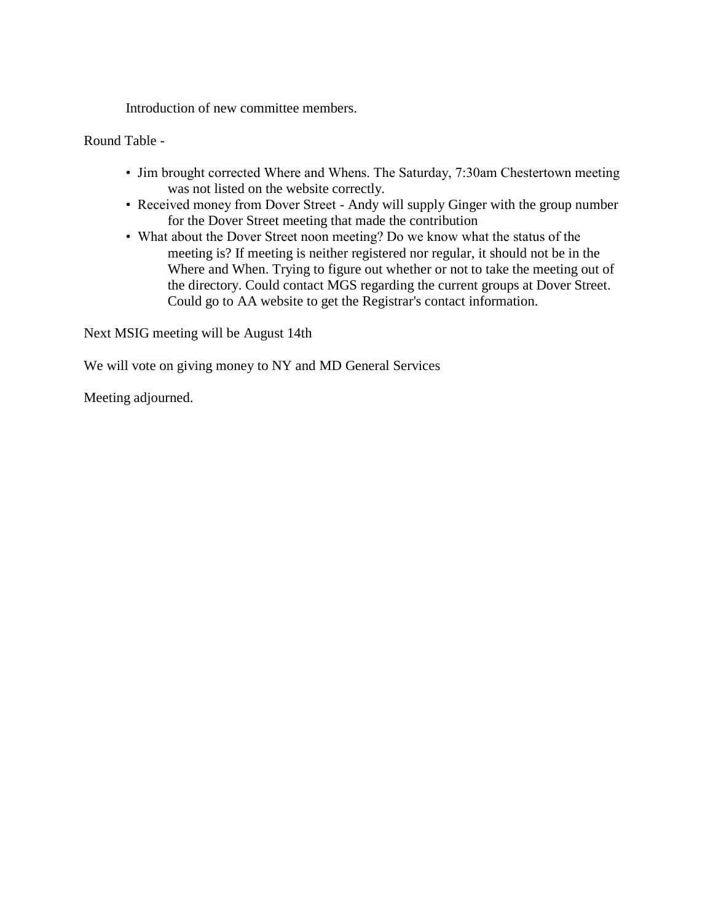Introduction of new committee members.

Round Table -

- Jim brought corrected Where and Whens. The Saturday, 7:30am Chestertown meeting was not listed on the website correctly.
- Received money from Dover Street - Andy will supply Ginger with the group number for the Dover Street meeting that made the contribution
- What about the Dover Street noon meeting? Do we know what the status of the meeting is? If meeting is neither registered nor regular, it should not be in the Where and When. Trying to figure out whether or not to take the meeting out of the directory. Could contact MGS regarding the current groups at Dover Street. Could go to AA website to get the Registrar's contact information.

Next MSIG meeting will be August 14th

We will vote on giving money to NY and MD General Services

Meeting adjourned.